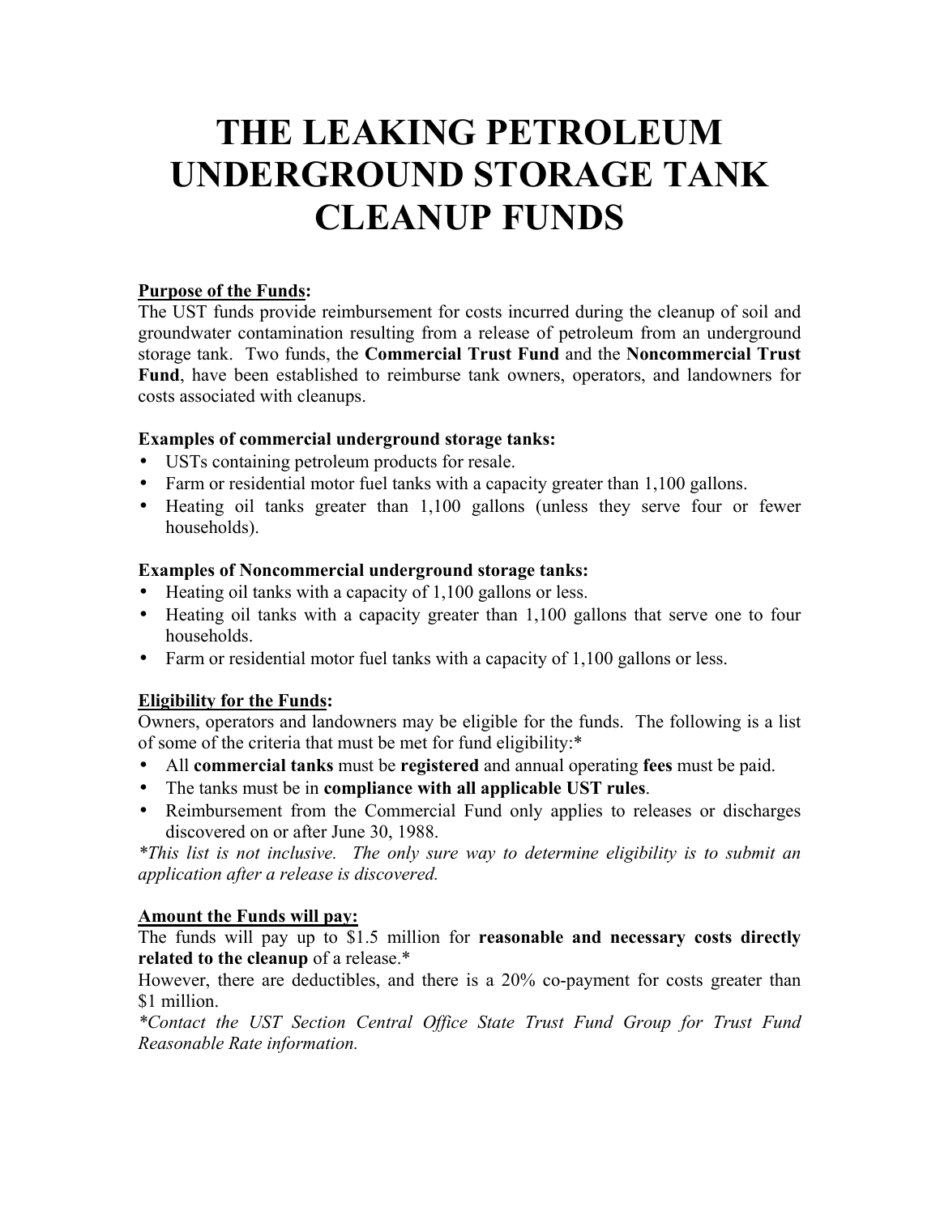# THE LEAKING PETROLEUM UNDERGROUND STORAGE TANK CLEANUP FUNDS

**Purpose of the Funds:**
The UST funds provide reimbursement for costs incurred during the cleanup of soil and groundwater contamination resulting from a release of petroleum from an underground storage tank. Two funds, the **Commercial Trust Fund** and the **Noncommercial Trust Fund**, have been established to reimburse tank owners, operators, and landowners for costs associated with cleanups.

**Examples of commercial underground storage tanks:**

- USTs containing petroleum products for resale.
- Farm or residential motor fuel tanks with a capacity greater than 1,100 gallons.
- Heating oil tanks greater than 1,100 gallons (unless they serve four or fewer households).

**Examples of Noncommercial underground storage tanks:**

- Heating oil tanks with a capacity of 1,100 gallons or less.
- Heating oil tanks with a capacity greater than 1,100 gallons that serve one to four households.
- Farm or residential motor fuel tanks with a capacity of 1,100 gallons or less.

**Eligibility for the Funds:**
Owners, operators and landowners may be eligible for the funds. The following is a list of some of the criteria that must be met for fund eligibility:*

- All **commercial tanks** must be **registered** and annual operating **fees** must be paid.
- The tanks must be in **compliance with all applicable UST rules**.
- Reimbursement from the Commercial Fund only applies to releases or discharges discovered on or after June 30, 1988.

*\*This list is not inclusive. The only sure way to determine eligibility is to submit an application after a release is discovered.*

**Amount the Funds will pay:**
The funds will pay up to $1.5 million for **reasonable and necessary costs directly related to the cleanup** of a release.*
However, there are deductibles, and there is a 20% co-payment for costs greater than $1 million.
*\*Contact the UST Section Central Office State Trust Fund Group for Trust Fund Reasonable Rate information.*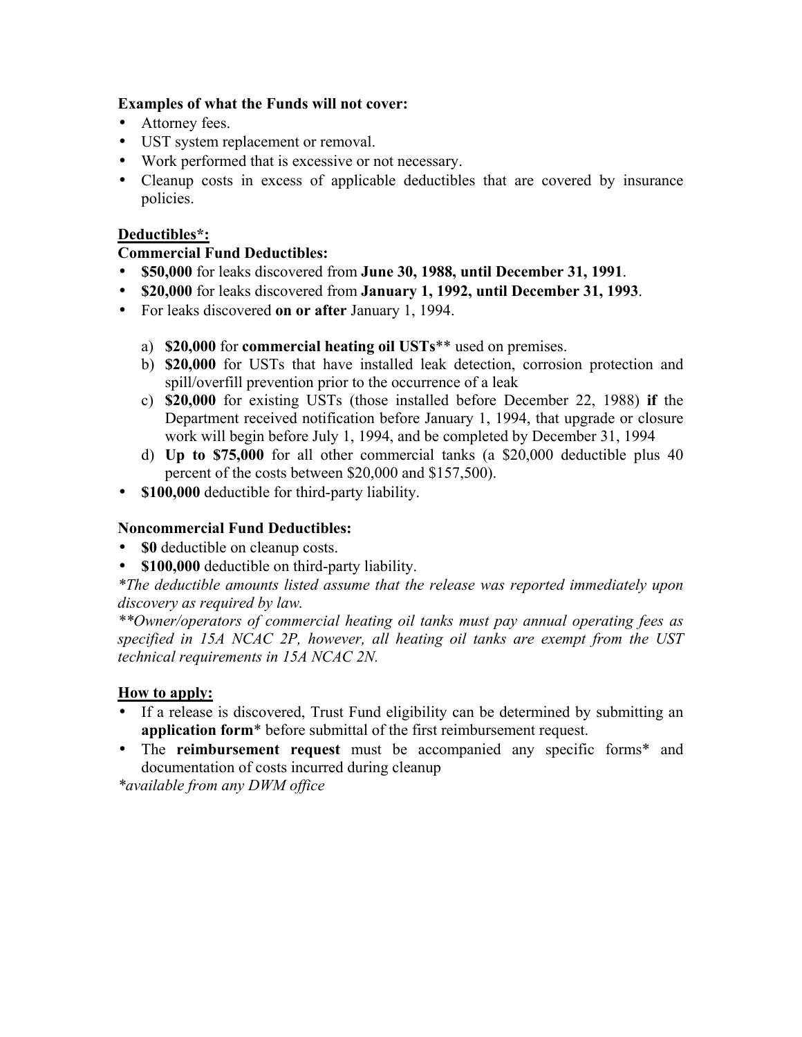**Examples of what the Funds will not cover:**

- Attorney fees.
- UST system replacement or removal.
- Work performed that is excessive or not necessary.
- Cleanup costs in excess of applicable deductibles that are covered by insurance policies.

## Deductibles*:

**Commercial Fund Deductibles:**

- **$50,000** for leaks discovered from **June 30, 1988, until December 31, 1991**.
- **$20,000** for leaks discovered from **January 1, 1992, until December 31, 1993**.
- For leaks discovered **on or after** January 1, 1994.

    a) **$20,000** for **commercial heating oil USTs**** used on premises.
    b) **$20,000** for USTs that have installed leak detection, corrosion protection and spill/overfill prevention prior to the occurrence of a leak
    c) **$20,000** for existing USTs (those installed before December 22, 1988) **if** the Department received notification before January 1, 1994, that upgrade or closure work will begin before July 1, 1994, and be completed by December 31, 1994
    d) **Up to $75,000** for all other commercial tanks (a $20,000 deductible plus 40 percent of the costs between $20,000 and $157,500).

- **$100,000** deductible for third-party liability.

**Noncommercial Fund Deductibles:**

- **$0** deductible on cleanup costs.
- **$100,000** deductible on third-party liability.

*\*The deductible amounts listed assume that the release was reported immediately upon discovery as required by law.*

*\*\*Owner/operators of commercial heating oil tanks must pay annual operating fees as specified in 15A NCAC 2P, however, all heating oil tanks are exempt from the UST technical requirements in 15A NCAC 2N.*

## How to apply:

- If a release is discovered, Trust Fund eligibility can be determined by submitting an **application form*** before submittal of the first reimbursement request.
- The **reimbursement request** must be accompanied any specific forms* and documentation of costs incurred during cleanup

*\*available from any DWM office*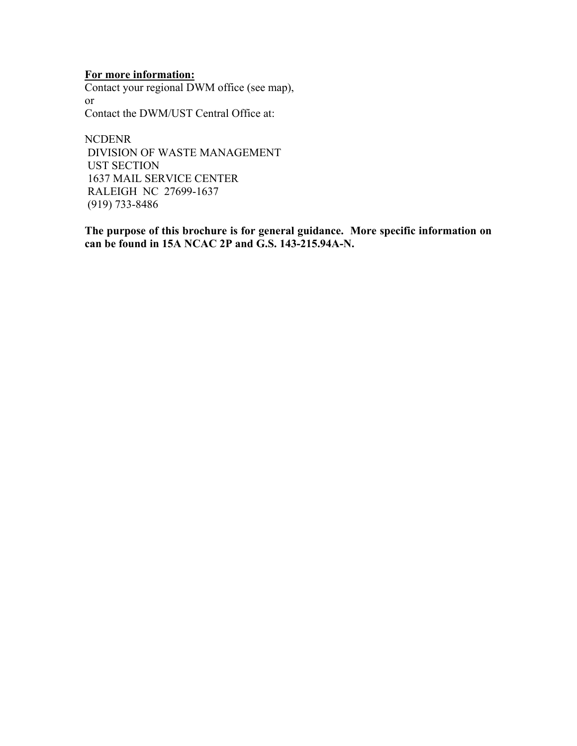**For more information:**
Contact your regional DWM office (see map),
or
Contact the DWM/UST Central Office at:

NCDENR
DIVISION OF WASTE MANAGEMENT
UST SECTION
1637 MAIL SERVICE CENTER
RALEIGH NC 27699-1637
(919) 733-8486

**The purpose of this brochure is for general guidance. More specific information on can be found in 15A NCAC 2P and G.S. 143-215.94A-N.**